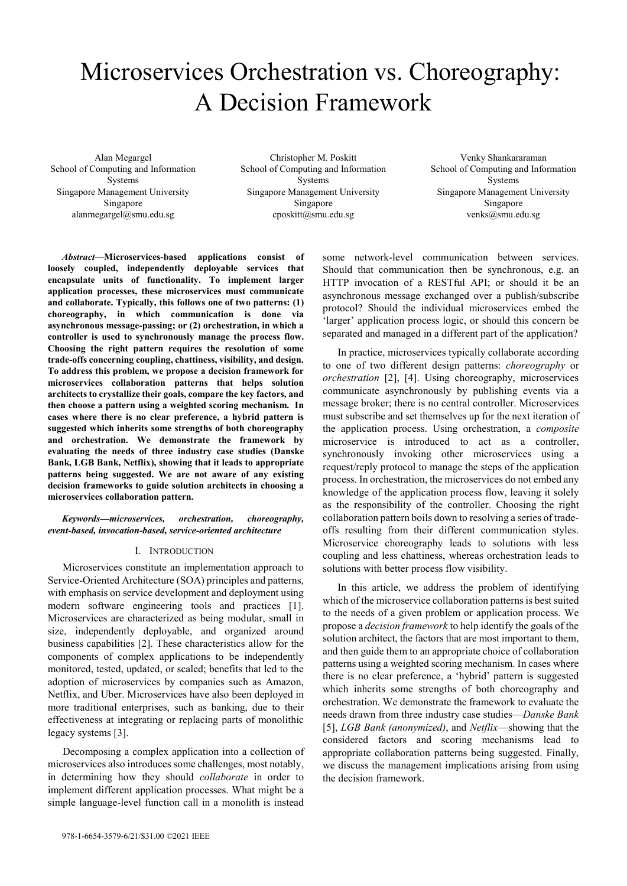# Microservices Orchestration vs. Choreography: A Decision Framework

Alan Megargel
School of Computing and Information Systems
Singapore Management University
Singapore
alanmegargel@smu.edu.sg

Christopher M. Poskitt
School of Computing and Information Systems
Singapore Management University
Singapore
cposkitt@smu.edu.sg

Venky Shankararaman
School of Computing and Information Systems
Singapore Management University
Singapore
venks@smu.edu.sg

***Abstract*—Microservices-based applications consist of loosely coupled, independently deployable services that encapsulate units of functionality. To implement larger application processes, these microservices must communicate and collaborate. Typically, this follows one of two patterns: (1) choreography, in which communication is done via asynchronous message-passing; or (2) orchestration, in which a controller is used to synchronously manage the process flow. Choosing the right pattern requires the resolution of some trade-offs concerning coupling, chattiness, visibility, and design. To address this problem, we propose a decision framework for microservices collaboration patterns that helps solution architects to crystallize their goals, compare the key factors, and then choose a pattern using a weighted scoring mechanism. In cases where there is no clear preference, a hybrid pattern is suggested which inherits some strengths of both choreography and orchestration. We demonstrate the framework by evaluating the needs of three industry case studies (Danske Bank, LGB Bank, Netflix), showing that it leads to appropriate patterns being suggested. We are not aware of any existing decision frameworks to guide solution architects in choosing a microservices collaboration pattern.**

***Keywords—microservices, orchestration, choreography, event-based, invocation-based, service-oriented architecture***

## I. Introduction

Microservices constitute an implementation approach to Service-Oriented Architecture (SOA) principles and patterns, with emphasis on service development and deployment using modern software engineering tools and practices [1]. Microservices are characterized as being modular, small in size, independently deployable, and organized around business capabilities [2]. These characteristics allow for the components of complex applications to be independently monitored, tested, updated, or scaled; benefits that led to the adoption of microservices by companies such as Amazon, Netflix, and Uber. Microservices have also been deployed in more traditional enterprises, such as banking, due to their effectiveness at integrating or replacing parts of monolithic legacy systems [3].

Decomposing a complex application into a collection of microservices also introduces some challenges, most notably, in determining how they should *collaborate* in order to implement different application processes. What might be a simple language-level function call in a monolith is instead some network-level communication between services. Should that communication then be synchronous, e.g. an HTTP invocation of a RESTful API; or should it be an asynchronous message exchanged over a publish/subscribe protocol? Should the individual microservices embed the 'larger' application process logic, or should this concern be separated and managed in a different part of the application?

In practice, microservices typically collaborate according to one of two different design patterns: *choreography* or *orchestration* [2], [4]. Using choreography, microservices communicate asynchronously by publishing events via a message broker; there is no central controller. Microservices must subscribe and set themselves up for the next iteration of the application process. Using orchestration, a *composite* microservice is introduced to act as a controller, synchronously invoking other microservices using a request/reply protocol to manage the steps of the application process. In orchestration, the microservices do not embed any knowledge of the application process flow, leaving it solely as the responsibility of the controller. Choosing the right collaboration pattern boils down to resolving a series of trade-offs resulting from their different communication styles. Microservice choreography leads to solutions with less coupling and less chattiness, whereas orchestration leads to solutions with better process flow visibility.

In this article, we address the problem of identifying which of the microservice collaboration patterns is best suited to the needs of a given problem or application process. We propose a *decision framework* to help identify the goals of the solution architect, the factors that are most important to them, and then guide them to an appropriate choice of collaboration patterns using a weighted scoring mechanism. In cases where there is no clear preference, a 'hybrid' pattern is suggested which inherits some strengths of both choreography and orchestration. We demonstrate the framework to evaluate the needs drawn from three industry case studies—*Danske Bank* [5], *LGB Bank (anonymized)*, and *Netflix*—showing that the considered factors and scoring mechanisms lead to appropriate collaboration patterns being suggested. Finally, we discuss the management implications arising from using the decision framework.

978-1-6654-3579-6/21/$31.00 ©2021 IEEE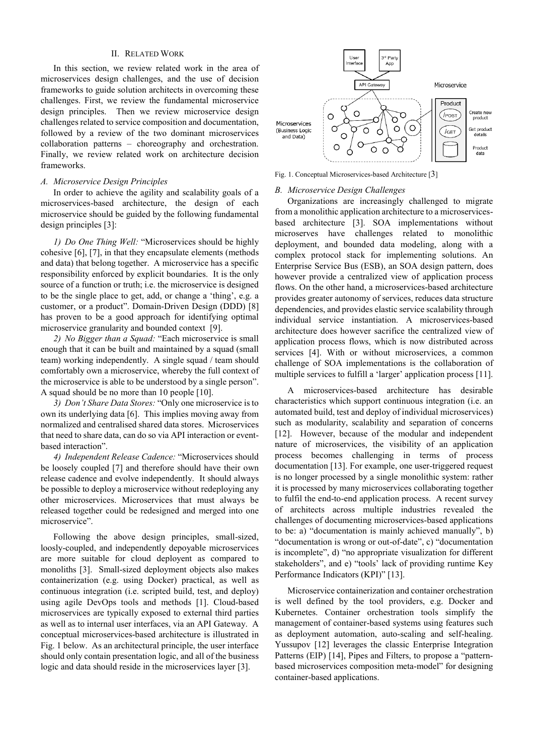## II. RELATED WORK

In this section, we review related work in the area of microservices design challenges, and the use of decision frameworks to guide solution architects in overcoming these challenges. First, we review the fundamental microservice design principles. Then we review microservice design challenges related to service composition and documentation, followed by a review of the two dominant microservices collaboration patterns – choreography and orchestration. Finally, we review related work on architecture decision frameworks.

### A. Microservice Design Principles

In order to achieve the agility and scalability goals of a microservices-based architecture, the design of each microservice should be guided by the following fundamental design principles [3]:

*1) Do One Thing Well:* "Microservices should be highly cohesive [6], [7], in that they encapsulate elements (methods and data) that belong together. A microservice has a specific responsibility enforced by explicit boundaries. It is the only source of a function or truth; i.e. the microservice is designed to be the single place to get, add, or change a 'thing', e.g. a customer, or a product". Domain-Driven Design (DDD) [8] has proven to be a good approach for identifying optimal microservice granularity and bounded context [9].

*2) No Bigger than a Squad:* "Each microservice is small enough that it can be built and maintained by a squad (small team) working independently. A single squad / team should comfortably own a microservice, whereby the full context of the microservice is able to be understood by a single person". A squad should be no more than 10 people [10].

*3) Don't Share Data Stores:* "Only one microservice is to own its underlying data [6]. This implies moving away from normalized and centralised shared data stores. Microservices that need to share data, can do so via API interaction or event-based interaction".

*4) Independent Release Cadence:* "Microservices should be loosely coupled [7] and therefore should have their own release cadence and evolve independently. It should always be possible to deploy a microservice without redeploying any other microservices. Microservices that must always be released together could be redesigned and merged into one microservice".

Following the above design principles, small-sized, loosely-coupled, and independently depoyable microservices are more suitable for cloud deployent as compared to monoliths [3]. Small-sized deployment objects also makes containerization (e.g. using Docker) practical, as well as continuous integration (i.e. scripted build, test, and deploy) using agile DevOps tools and methods [1]. Cloud-based microservices are typically exposed to external third parties as well as to internal user interfaces, via an API Gateway. A conceptual microservices-based architecture is illustrated in Fig. 1 below. As an architectural principle, the user interface should only contain presentation logic, and all of the business logic and data should reside in the microservices layer [3].

User Interface

3rd Party App

API Gateway

Microservice

Microservices (Business Logic and Data)

Product

/POST Create new product

/GET Get product details

Product data

Fig. 1. Conceptual Microservices-based Architecture [3]

### B. Microservice Design Challenges

Organizations are increasingly challenged to migrate from a monolithic application architecture to a microservices-based architecture [3]. SOA implementations without microserves have challenges related to monolithic deployment, and bounded data modeling, along with a complex protocol stack for implementing solutions. An Enterprise Service Bus (ESB), an SOA design pattern, does however provide a centralized view of application process flows. On the other hand, a microservices-based architecture provides greater autonomy of services, reduces data structure dependencies, and provides elastic service scalability through individual service instantiation. A microservices-based architecture does however sacrifice the centralized view of application process flows, which is now distributed across services [4]. With or without microservices, a common challenge of SOA implementations is the collaboration of multiple services to fulfill a 'larger' application process [11].

A microservices-based architecture has desirable characteristics which support continuous integration (i.e. an automated build, test and deploy of individual microservices) such as modularity, scalability and separation of concerns [12]. However, because of the modular and independent nature of microservices, the visibility of an application process becomes challenging in terms of process documentation [13]. For example, one user-triggered request is no longer processed by a single monolithic system: rather it is processed by many microservices collaborating together to fulfil the end-to-end application process. A recent survey of architects across multiple industries revealed the challenges of documenting microservices-based applications to be: a) "documentation is mainly achieved manually", b) "documentation is wrong or out-of-date", c) "documentation is incomplete", d) "no appropriate visualization for different stakeholders", and e) "tools' lack of providing runtime Key Performance Indicators (KPI)" [13].

Microservice containerization and container orchestration is well defined by the tool providers, e.g. Docker and Kubernetes. Container orchestration tools simplify the management of container-based systems using features such as deployment automation, auto-scaling and self-healing. Yussupov [12] leverages the classic Enterprise Integration Patterns (EIP) [14], Pipes and Filters, to propose a "pattern-based microservices composition meta-model" for designing container-based applications.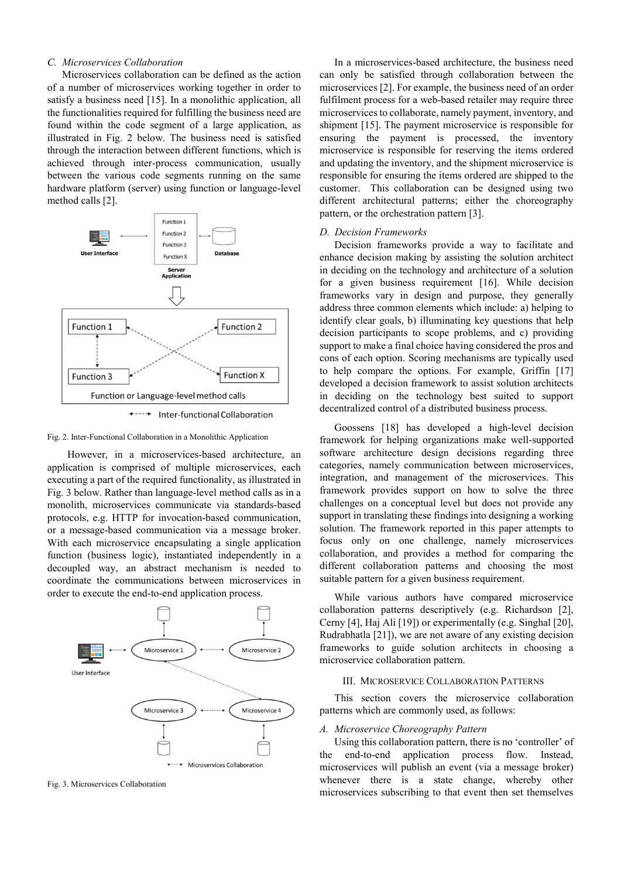### C. Microservices Collaboration

Microservices collaboration can be defined as the action of a number of microservices working together in order to satisfy a business need [15]. In a monolithic application, all the functionalities required for fulfilling the business need are found within the code segment of a large application, as illustrated in Fig. 2 below. The business need is satisfied through the interaction between different functions, which is achieved through inter-process communication, usually between the various code segments running on the same hardware platform (server) using function or language-level method calls [2].

Function 1
Function 2
Function 3
Function X
User Interface
Database
Server Application
Function 1
Function 2
Function 3
Function X
Function or Language-level method calls
Inter-functional Collaboration

Fig. 2. Inter-Functional Collaboration in a Monolithic Application

However, in a microservices-based architecture, an application is comprised of multiple microservices, each executing a part of the required functionality, as illustrated in Fig. 3 below. Rather than language-level method calls as in a monolith, microservices communicate via standards-based protocols, e.g. HTTP for invocation-based communication, or a message-based communication via a message broker. With each microservice encapsulating a single application function (business logic), instantiated independently in a decoupled way, an abstract mechanism is needed to coordinate the communications between microservices in order to execute the end-to-end application process.

User Interface
Microservice 1
Microservice 2
Microservice 3
Microservice 4
Microservices Collaboration

Fig. 3. Microservices Collaboration

In a microservices-based architecture, the business need can only be satisfied through collaboration between the microservices [2]. For example, the business need of an order fulfilment process for a web-based retailer may require three microservices to collaborate, namely payment, inventory, and shipment [15]. The payment microservice is responsible for ensuring the payment is processed, the inventory microservice is responsible for reserving the items ordered and updating the inventory, and the shipment microservice is responsible for ensuring the items ordered are shipped to the customer. This collaboration can be designed using two different architectural patterns; either the choreography pattern, or the orchestration pattern [3].

### D. Decision Frameworks

Decision frameworks provide a way to facilitate and enhance decision making by assisting the solution architect in deciding on the technology and architecture of a solution for a given business requirement [16]. While decision frameworks vary in design and purpose, they generally address three common elements which include: a) helping to identify clear goals, b) illuminating key questions that help decision participants to scope problems, and c) providing support to make a final choice having considered the pros and cons of each option. Scoring mechanisms are typically used to help compare the options. For example, Griffin [17] developed a decision framework to assist solution architects in deciding on the technology best suited to support decentralized control of a distributed business process.

Goossens [18] has developed a high-level decision framework for helping organizations make well-supported software architecture design decisions regarding three categories, namely communication between microservices, integration, and management of the microservices. This framework provides support on how to solve the three challenges on a conceptual level but does not provide any support in translating these findings into designing a working solution. The framework reported in this paper attempts to focus only on one challenge, namely microservices collaboration, and provides a method for comparing the different collaboration patterns and choosing the most suitable pattern for a given business requirement.

While various authors have compared microservice collaboration patterns descriptively (e.g. Richardson [2], Cerny [4], Haj Ali [19]) or experimentally (e.g. Singhal [20], Rudrabhatla [21]), we are not aware of any existing decision frameworks to guide solution architects in choosing a microservice collaboration pattern.

## III. Microservice Collaboration Patterns

This section covers the microservice collaboration patterns which are commonly used, as follows:

### A. Microservice Choreography Pattern

Using this collaboration pattern, there is no 'controller' of the end-to-end application process flow. Instead, microservices will publish an event (via a message broker) whenever there is a state change, whereby other microservices subscribing to that event then set themselves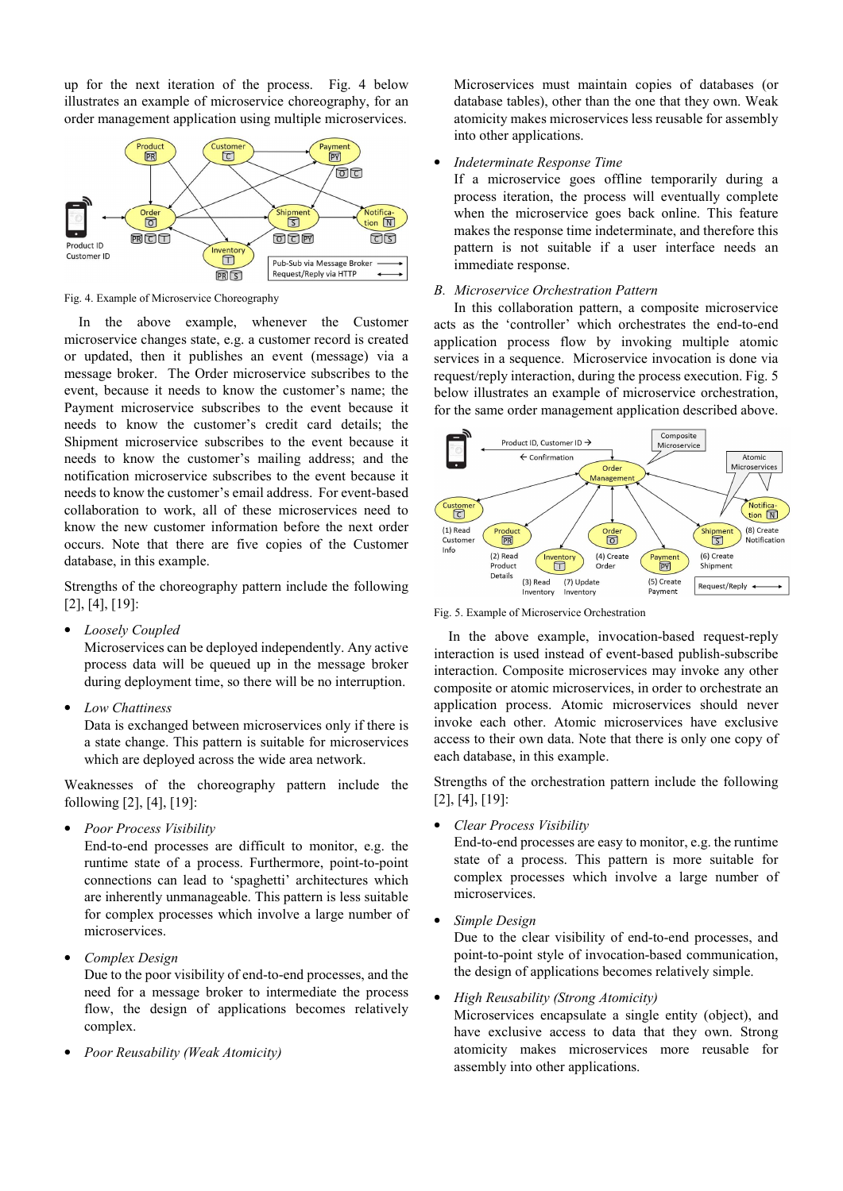up for the next iteration of the process. Fig. 4 below illustrates an example of microservice choreography, for an order management application using multiple microservices.

Product
PR
Customer
C
Payment
PY
O C
Order
O
Shipment
S
Notification
N
Product ID
Customer ID
PR C T
O C PY
C S
Inventory
T
PR S
Pub-Sub via Message Broker
Request/Reply via HTTP

Fig. 4. Example of Microservice Choreography

In the above example, whenever the Customer microservice changes state, e.g. a customer record is created or updated, then it publishes an event (message) via a message broker. The Order microservice subscribes to the event, because it needs to know the customer's name; the Payment microservice subscribes to the event because it needs to know the customer's credit card details; the Shipment microservice subscribes to the event because it needs to know the customer's mailing address; and the notification microservice subscribes to the event because it needs to know the customer's email address. For event-based collaboration to work, all of these microservices need to know the new customer information before the next order occurs. Note that there are five copies of the Customer database, in this example.

Strengths of the choreography pattern include the following [2], [4], [19]:

- *Loosely Coupled*
  Microservices can be deployed independently. Any active process data will be queued up in the message broker during deployment time, so there will be no interruption.

- *Low Chattiness*
  Data is exchanged between microservices only if there is a state change. This pattern is suitable for microservices which are deployed across the wide area network.

Weaknesses of the choreography pattern include the following [2], [4], [19]:

- *Poor Process Visibility*
  End-to-end processes are difficult to monitor, e.g. the runtime state of a process. Furthermore, point-to-point connections can lead to 'spaghetti' architectures which are inherently unmanageable. This pattern is less suitable for complex processes which involve a large number of microservices.

- *Complex Design*
  Due to the poor visibility of end-to-end processes, and the need for a message broker to intermediate the process flow, the design of applications becomes relatively complex.

- *Poor Reusability (Weak Atomicity)*
  Microservices must maintain copies of databases (or database tables), other than the one that they own. Weak atomicity makes microservices less reusable for assembly into other applications.

- *Indeterminate Response Time*
  If a microservice goes offline temporarily during a process iteration, the process will eventually complete when the microservice goes back online. This feature makes the response time indeterminate, and therefore this pattern is not suitable if a user interface needs an immediate response.

### B. *Microservice Orchestration Pattern*

In this collaboration pattern, a composite microservice acts as the 'controller' which orchestrates the end-to-end application process flow by invoking multiple atomic services in a sequence. Microservice invocation is done via request/reply interaction, during the process execution. Fig. 5 below illustrates an example of microservice orchestration, for the same order management application described above.

Product ID, Customer ID →
← Confirmation
Composite Microservice
Order Management
Atomic Microservices
Customer
C
(1) Read Customer Info
Product
PR
(2) Read Product Details
Inventory
T
(3) Read Inventory
(7) Update Inventory
Order
O
(4) Create Order
Payment
PY
(5) Create Payment
Shipment
S
(6) Create Shipment
Notification
N
(8) Create Notification
Request/Reply

Fig. 5. Example of Microservice Orchestration

In the above example, invocation-based request-reply interaction is used instead of event-based publish-subscribe interaction. Composite microservices may invoke any other composite or atomic microservices, in order to orchestrate an application process. Atomic microservices should never invoke each other. Atomic microservices have exclusive access to their own data. Note that there is only one copy of each database, in this example.

Strengths of the orchestration pattern include the following [2], [4], [19]:

- *Clear Process Visibility*
  End-to-end processes are easy to monitor, e.g. the runtime state of a process. This pattern is more suitable for complex processes which involve a large number of microservices.

- *Simple Design*
  Due to the clear visibility of end-to-end processes, and point-to-point style of invocation-based communication, the design of applications becomes relatively simple.

- *High Reusability (Strong Atomicity)*
  Microservices encapsulate a single entity (object), and have exclusive access to data that they own. Strong atomicity makes microservices more reusable for assembly into other applications.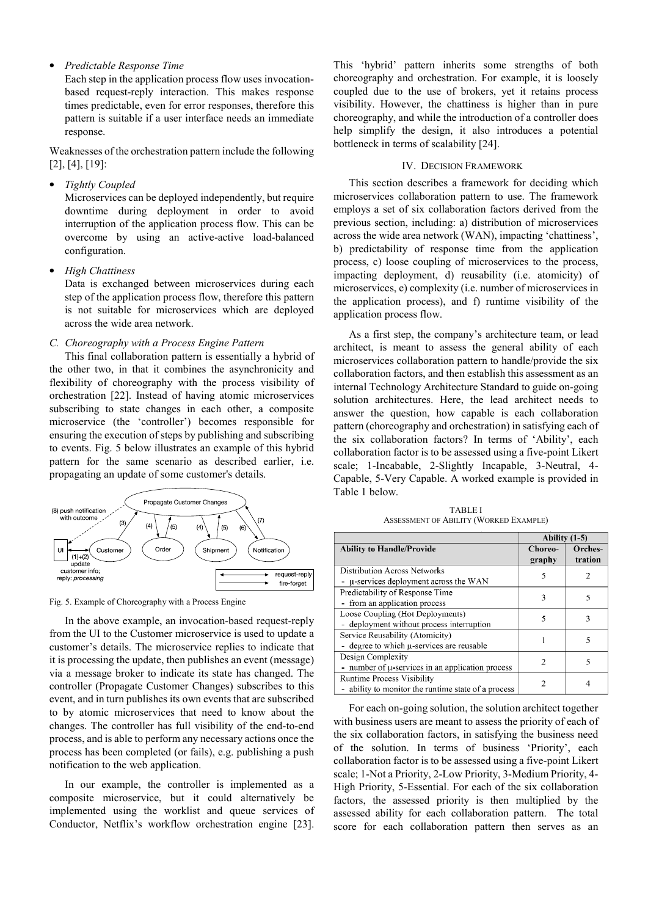- *Predictable Response Time*

  Each step in the application process flow uses invocation-based request-reply interaction. This makes response times predictable, even for error responses, therefore this pattern is suitable if a user interface needs an immediate response.

Weaknesses of the orchestration pattern include the following [2], [4], [19]:

- *Tightly Coupled*

  Microservices can be deployed independently, but require downtime during deployment in order to avoid interruption of the application process flow. This can be overcome by using an active-active load-balanced configuration.

- *High Chattiness*

  Data is exchanged between microservices during each step of the application process flow, therefore this pattern is not suitable for microservices which are deployed across the wide area network.

### C. Choreography with a Process Engine Pattern

This final collaboration pattern is essentially a hybrid of the other two, in that it combines the asynchronicity and flexibility of choreography with the process visibility of orchestration [22]. Instead of having atomic microservices subscribing to state changes in each other, a composite microservice (the 'controller') becomes responsible for ensuring the execution of steps by publishing and subscribing to events. Fig. 5 below illustrates an example of this hybrid pattern for the same scenario as described earlier, i.e. propagating an update of some customer's details.

Propagate Customer Changes
(8) push notification with outcome
(3)
(4)
(5)
(4)
(5)
(6)
(7)
UI
Customer
Order
Shipment
Notification
(1)+(2) update customer info; reply: *processing*
request-reply
fire-forget

Fig. 5. Example of Choreography with a Process Engine

In the above example, an invocation-based request-reply from the UI to the Customer microservice is used to update a customer's details. The microservice replies to indicate that it is processing the update, then publishes an event (message) via a message broker to indicate its state has changed. The controller (Propagate Customer Changes) subscribes to this event, and in turn publishes its own events that are subscribed to by atomic microservices that need to know about the changes. The controller has full visibility of the end-to-end process, and is able to perform any necessary actions once the process has been completed (or fails), e.g. publishing a push notification to the web application.

In our example, the controller is implemented as a composite microservice, but it could alternatively be implemented using the worklist and queue services of Conductor, Netflix's workflow orchestration engine [23]. This 'hybrid' pattern inherits some strengths of both choreography and orchestration. For example, it is loosely coupled due to the use of brokers, yet it retains process visibility. However, the chattiness is higher than in pure choreography, and while the introduction of a controller does help simplify the design, it also introduces a potential bottleneck in terms of scalability [24].

## IV. Decision Framework

This section describes a framework for deciding which microservices collaboration pattern to use. The framework employs a set of six collaboration factors derived from the previous section, including: a) distribution of microservices across the wide area network (WAN), impacting 'chattiness', b) predictability of response time from the application process, c) loose coupling of microservices to the process, impacting deployment, d) reusability (i.e. atomicity) of microservices, e) complexity (i.e. number of microservices in the application process), and f) runtime visibility of the application process flow.

As a first step, the company's architecture team, or lead architect, is meant to assess the general ability of each microservices collaboration pattern to handle/provide the six collaboration factors, and then establish this assessment as an internal Technology Architecture Standard to guide on-going solution architectures. Here, the lead architect needs to answer the question, how capable is each collaboration pattern (choreography and orchestration) in satisfying each of the six collaboration factors? In terms of 'Ability', each collaboration factor is to be assessed using a five-point Likert scale; 1-Incapable, 2-Slightly Incapable, 3-Neutral, 4-Capable, 5-Very Capable. A worked example is provided in Table 1 below.

TABLE I
Assessment of Ability (Worked Example)

| Ability to Handle/Provide | Ability (1-5) Choreo-graphy | Orches-tration |
|---|---|---|
| Distribution Across Networks - μ-services deployment across the WAN | 5 | 2 |
| Predictability of Response Time - from an application process | 3 | 5 |
| Loose Coupling (Hot Deployments) - deployment without process interruption | 5 | 3 |
| Service Reusability (Atomicity) - degree to which μ-services are reusable | 1 | 5 |
| Design Complexity - number of μ-services in an application process | 2 | 5 |
| Runtime Process Visibility - ability to monitor the runtime state of a process | 2 | 4 |

For each on-going solution, the solution architect together with business users are meant to assess the priority of each of the six collaboration factors, in satisfying the business need of the solution. In terms of business 'Priority', each collaboration factor is to be assessed using a five-point Likert scale; 1-Not a Priority, 2-Low Priority, 3-Medium Priority, 4-High Priority, 5-Essential. For each of the six collaboration factors, the assessed priority is then multiplied by the assessed ability for each collaboration pattern. The total score for each collaboration pattern then serves as an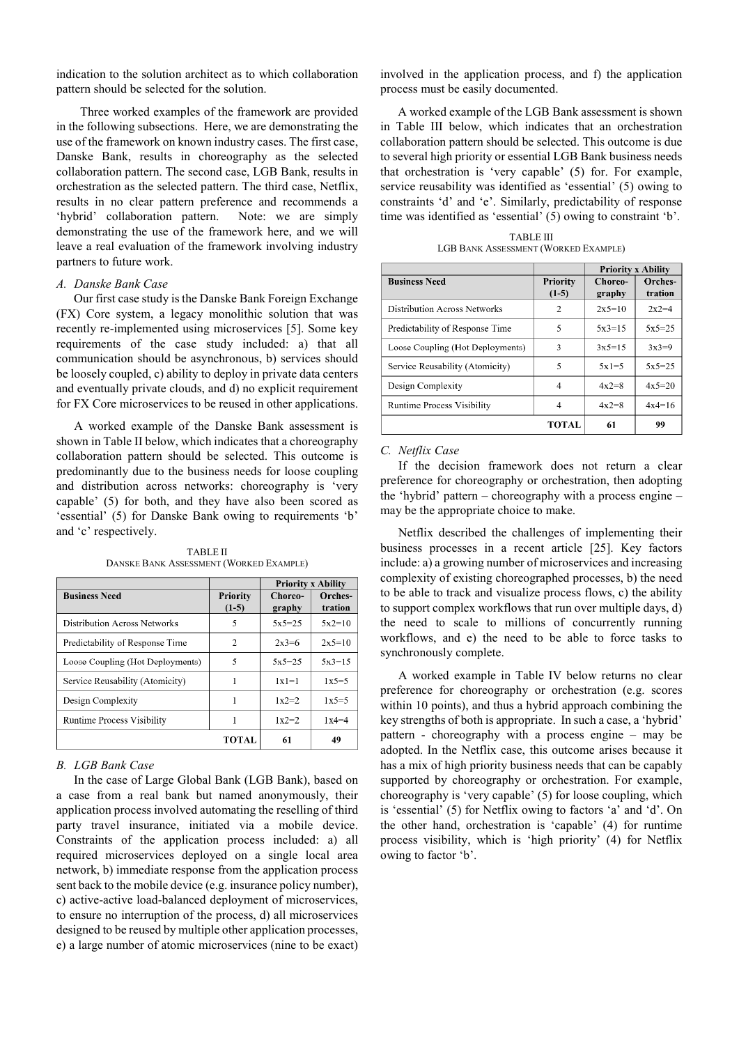indication to the solution architect as to which collaboration pattern should be selected for the solution.

Three worked examples of the framework are provided in the following subsections. Here, we are demonstrating the use of the framework on known industry cases. The first case, Danske Bank, results in choreography as the selected collaboration pattern. The second case, LGB Bank, results in orchestration as the selected pattern. The third case, Netflix, results in no clear pattern preference and recommends a 'hybrid' collaboration pattern. Note: we are simply demonstrating the use of the framework here, and we will leave a real evaluation of the framework involving industry partners to future work.

### *A. Danske Bank Case*

Our first case study is the Danske Bank Foreign Exchange (FX) Core system, a legacy monolithic solution that was recently re-implemented using microservices [5]. Some key requirements of the case study included: a) that all communication should be asynchronous, b) services should be loosely coupled, c) ability to deploy in private data centers and eventually private clouds, and d) no explicit requirement for FX Core microservices to be reused in other applications.

A worked example of the Danske Bank assessment is shown in Table II below, which indicates that a choreography collaboration pattern should be selected. This outcome is predominantly due to the business needs for loose coupling and distribution across networks: choreography is 'very capable' (5) for both, and they have also been scored as 'essential' (5) for Danske Bank owing to requirements 'b' and 'c' respectively.

TABLE II
DANSKE BANK ASSESSMENT (WORKED EXAMPLE)

| Business Need | Priority (1-5) | Priority x Ability | |
|---|---|---|---|
| | | Choreo-graphy | Orches-tration |
| Distribution Across Networks | 5 | 5x5=25 | 5x2=10 |
| Predictability of Response Time | 2 | 2x3=6 | 2x5=10 |
| Loose Coupling (Hot Deployments) | 5 | 5x5=25 | 5x3=15 |
| Service Reusability (Atomicity) | 1 | 1x1=1 | 1x5=5 |
| Design Complexity | 1 | 1x2=2 | 1x5=5 |
| Runtime Process Visibility | 1 | 1x2=2 | 1x4=4 |
| | **TOTAL** | **61** | **49** |

### *B. LGB Bank Case*

In the case of Large Global Bank (LGB Bank), based on a case from a real bank but named anonymously, their application process involved automating the reselling of third party travel insurance, initiated via a mobile device. Constraints of the application process included: a) all required microservices deployed on a single local area network, b) immediate response from the application process sent back to the mobile device (e.g. insurance policy number), c) active-active load-balanced deployment of microservices, to ensure no interruption of the process, d) all microservices designed to be reused by multiple other application processes, e) a large number of atomic microservices (nine to be exact) involved in the application process, and f) the application process must be easily documented.

A worked example of the LGB Bank assessment is shown in Table III below, which indicates that an orchestration collaboration pattern should be selected. This outcome is due to several high priority or essential LGB Bank business needs that orchestration is 'very capable' (5) for. For example, service reusability was identified as 'essential' (5) owing to constraints 'd' and 'e'. Similarly, predictability of response time was identified as 'essential' (5) owing to constraint 'b'.

TABLE III
LGB BANK ASSESSMENT (WORKED EXAMPLE)

| Business Need | Priority (1-5) | Priority x Ability | |
|---|---|---|---|
| | | Choreo-graphy | Orches-tration |
| Distribution Across Networks | 2 | 2x5=10 | 2x2=4 |
| Predictability of Response Time | 5 | 5x3=15 | 5x5=25 |
| Loose Coupling (Hot Deployments) | 3 | 3x5=15 | 3x3=9 |
| Service Reusability (Atomicity) | 5 | 5x1=5 | 5x5=25 |
| Design Complexity | 4 | 4x2=8 | 4x5=20 |
| Runtime Process Visibility | 4 | 4x2=8 | 4x4=16 |
| | **TOTAL** | **61** | **99** |

### *C. Netflix Case*

If the decision framework does not return a clear preference for choreography or orchestration, then adopting the 'hybrid' pattern – choreography with a process engine – may be the appropriate choice to make.

Netflix described the challenges of implementing their business processes in a recent article [25]. Key factors include: a) a growing number of microservices and increasing complexity of existing choreographed processes, b) the need to be able to track and visualize process flows, c) the ability to support complex workflows that run over multiple days, d) the need to scale to millions of concurrently running workflows, and e) the need to be able to force tasks to synchronously complete.

A worked example in Table IV below returns no clear preference for choreography or orchestration (e.g. scores within 10 points), and thus a hybrid approach combining the key strengths of both is appropriate. In such a case, a 'hybrid' pattern - choreography with a process engine – may be adopted. In the Netflix case, this outcome arises because it has a mix of high priority business needs that can be capably supported by choreography or orchestration. For example, choreography is 'very capable' (5) for loose coupling, which is 'essential' (5) for Netflix owing to factors 'a' and 'd'. On the other hand, orchestration is 'capable' (4) for runtime process visibility, which is 'high priority' (4) for Netflix owing to factor 'b'.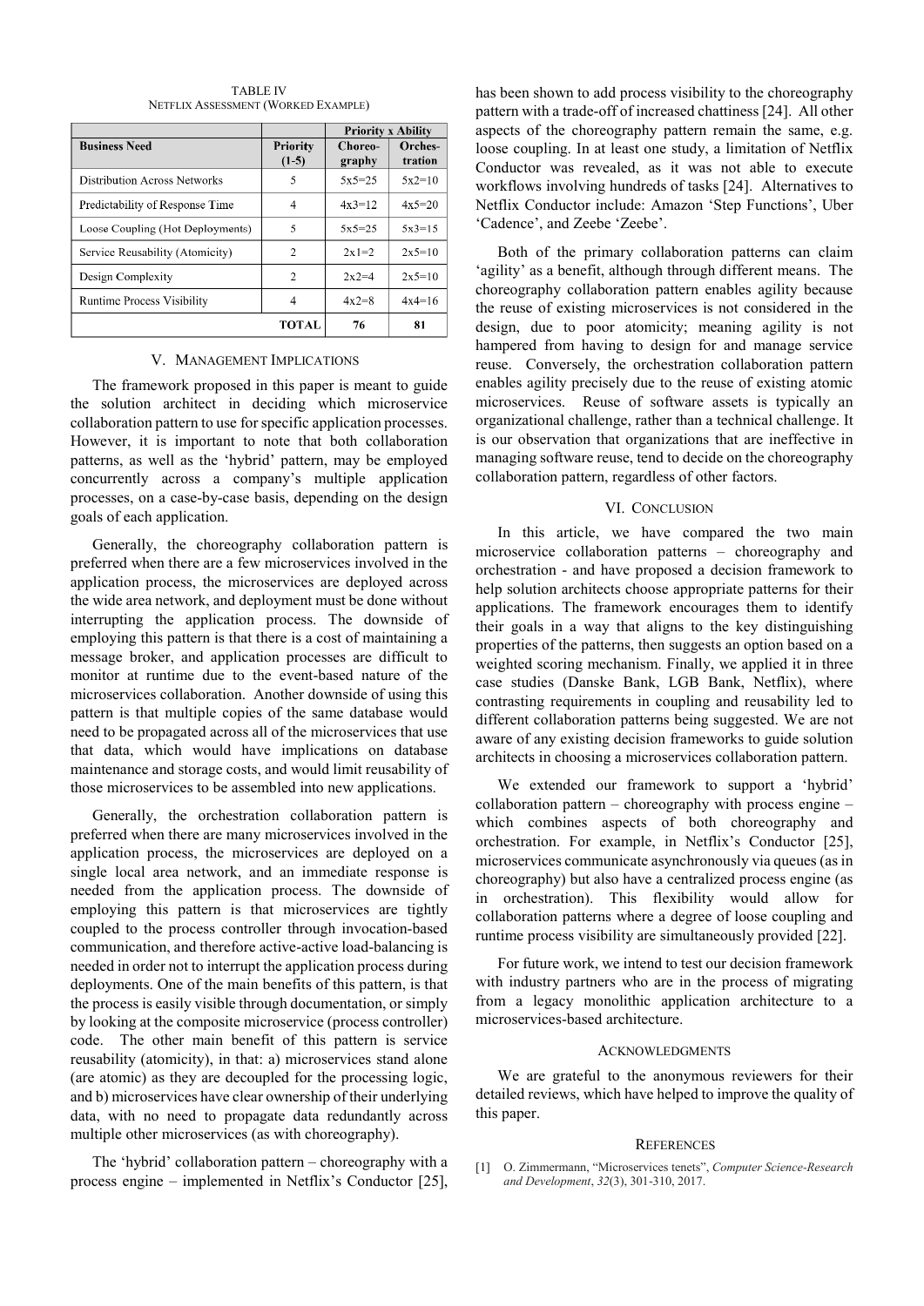TABLE IV
NETFLIX ASSESSMENT (WORKED EXAMPLE)

| Business Need | Priority (1-5) | Priority x Ability | |
|---|---|---|---|
| | | Choreo-graphy | Orches-tration |
| Distribution Across Networks | 5 | 5x5=25 | 5x2=10 |
| Predictability of Response Time | 4 | 4x3=12 | 4x5=20 |
| Loose Coupling (Hot Deployments) | 5 | 5x5=25 | 5x3=15 |
| Service Reusability (Atomicity) | 2 | 2x1=2 | 2x5=10 |
| Design Complexity | 2 | 2x2=4 | 2x5=10 |
| Runtime Process Visibility | 4 | 4x2=8 | 4x4=16 |
| | **TOTAL** | **76** | **81** |

## V. MANAGEMENT IMPLICATIONS

The framework proposed in this paper is meant to guide the solution architect in deciding which microservice collaboration pattern to use for specific application processes. However, it is important to note that both collaboration patterns, as well as the 'hybrid' pattern, may be employed concurrently across a company's multiple application processes, on a case-by-case basis, depending on the design goals of each application.

Generally, the choreography collaboration pattern is preferred when there are a few microservices involved in the application process, the microservices are deployed across the wide area network, and deployment must be done without interrupting the application process. The downside of employing this pattern is that there is a cost of maintaining a message broker, and application processes are difficult to monitor at runtime due to the event-based nature of the microservices collaboration. Another downside of using this pattern is that multiple copies of the same database would need to be propagated across all of the microservices that use that data, which would have implications on database maintenance and storage costs, and would limit reusability of those microservices to be assembled into new applications.

Generally, the orchestration collaboration pattern is preferred when there are many microservices involved in the application process, the microservices are deployed on a single local area network, and an immediate response is needed from the application process. The downside of employing this pattern is that microservices are tightly coupled to the process controller through invocation-based communication, and therefore active-active load-balancing is needed in order not to interrupt the application process during deployments. One of the main benefits of this pattern, is that the process is easily visible through documentation, or simply by looking at the composite microservice (process controller) code. The other main benefit of this pattern is service reusability (atomicity), in that: a) microservices stand alone (are atomic) as they are decoupled for the processing logic, and b) microservices have clear ownership of their underlying data, with no need to propagate data redundantly across multiple other microservices (as with choreography).

The 'hybrid' collaboration pattern – choreography with a process engine – implemented in Netflix's Conductor [25], has been shown to add process visibility to the choreography pattern with a trade-off of increased chattiness [24]. All other aspects of the choreography pattern remain the same, e.g. loose coupling. In at least one study, a limitation of Netflix Conductor was revealed, as it was not able to execute workflows involving hundreds of tasks [24]. Alternatives to Netflix Conductor include: Amazon 'Step Functions', Uber 'Cadence', and Zeebe 'Zeebe'.

Both of the primary collaboration patterns can claim 'agility' as a benefit, although through different means. The choreography collaboration pattern enables agility because the reuse of existing microservices is not considered in the design, due to poor atomicity; meaning agility is not hampered from having to design for and manage service reuse. Conversely, the orchestration collaboration pattern enables agility precisely due to the reuse of existing atomic microservices. Reuse of software assets is typically an organizational challenge, rather than a technical challenge. It is our observation that organizations that are ineffective in managing software reuse, tend to decide on the choreography collaboration pattern, regardless of other factors.

## VI. CONCLUSION

In this article, we have compared the two main microservice collaboration patterns – choreography and orchestration - and have proposed a decision framework to help solution architects choose appropriate patterns for their applications. The framework encourages them to identify their goals in a way that aligns to the key distinguishing properties of the patterns, then suggests an option based on a weighted scoring mechanism. Finally, we applied it in three case studies (Danske Bank, LGB Bank, Netflix), where contrasting requirements in coupling and reusability led to different collaboration patterns being suggested. We are not aware of any existing decision frameworks to guide solution architects in choosing a microservices collaboration pattern.

We extended our framework to support a 'hybrid' collaboration pattern – choreography with process engine – which combines aspects of both choreography and orchestration. For example, in Netflix's Conductor [25], microservices communicate asynchronously via queues (as in choreography) but also have a centralized process engine (as in orchestration). This flexibility would allow for collaboration patterns where a degree of loose coupling and runtime process visibility are simultaneously provided [22].

For future work, we intend to test our decision framework with industry partners who are in the process of migrating from a legacy monolithic application architecture to a microservices-based architecture.

## ACKNOWLEDGMENTS

We are grateful to the anonymous reviewers for their detailed reviews, which have helped to improve the quality of this paper.

## REFERENCES

[1] O. Zimmermann, "Microservices tenets", *Computer Science-Research and Development*, *32*(3), 301-310, 2017.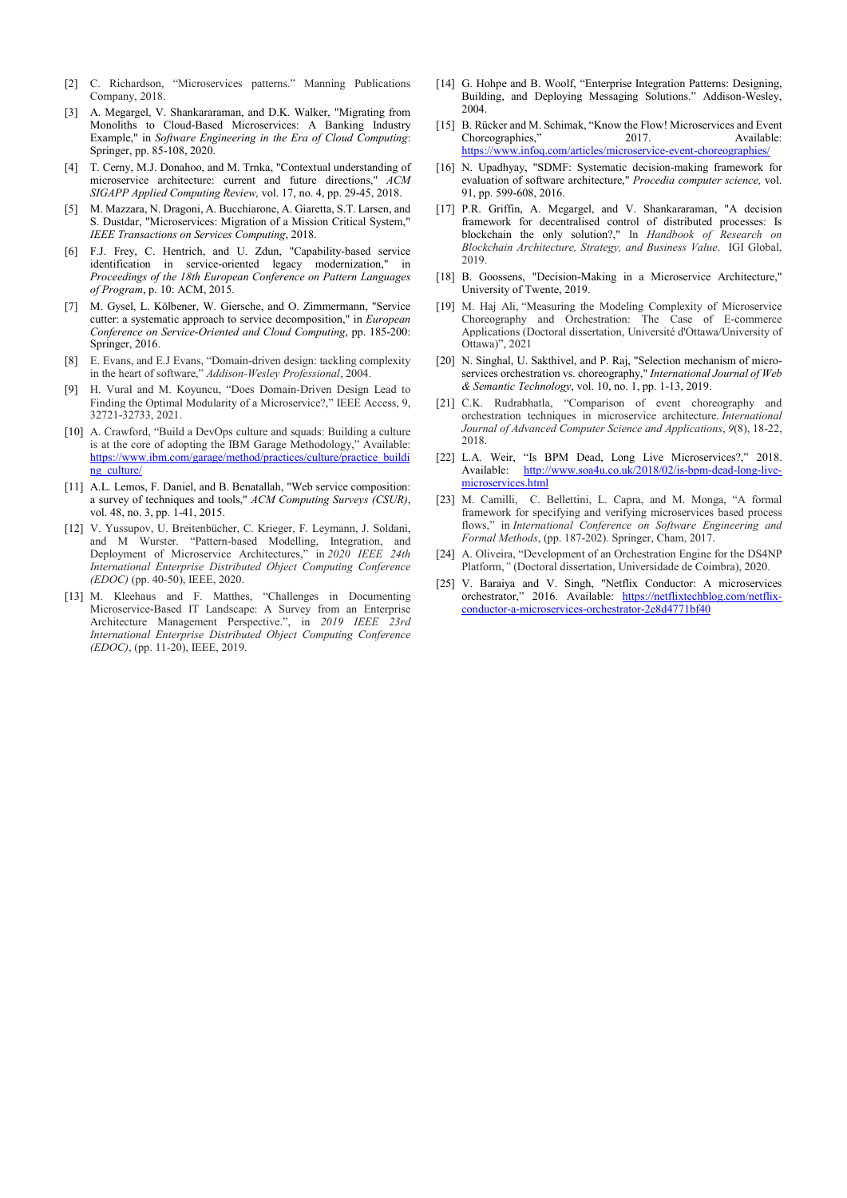[2] C. Richardson, “Microservices patterns.” Manning Publications Company, 2018.

[3] A. Megargel, V. Shankararaman, and D.K. Walker, "Migrating from Monoliths to Cloud-Based Microservices: A Banking Industry Example," in *Software Engineering in the Era of Cloud Computing*: Springer, pp. 85-108, 2020.

[4] T. Cerny, M.J. Donahoo, and M. Trnka, "Contextual understanding of microservice architecture: current and future directions," *ACM SIGAPP Applied Computing Review,* vol. 17, no. 4, pp. 29-45, 2018.

[5] M. Mazzara, N. Dragoni, A. Bucchiarone, A. Giaretta, S.T. Larsen, and S. Dustdar, "Microservices: Migration of a Mission Critical System," *IEEE Transactions on Services Computing*, 2018.

[6] F.J. Frey, C. Hentrich, and U. Zdun, "Capability-based service identification in service-oriented legacy modernization," in *Proceedings of the 18th European Conference on Pattern Languages of Program*, p. 10: ACM, 2015.

[7] M. Gysel, L. Kölbener, W. Giersche, and O. Zimmermann, "Service cutter: a systematic approach to service decomposition," in *European Conference on Service-Oriented and Cloud Computing*, pp. 185-200: Springer, 2016.

[8] E. Evans, and E.J Evans, “Domain-driven design: tackling complexity in the heart of software,” *Addison-Wesley Professional*, 2004.

[9] H. Vural and M. Koyuncu, “Does Domain-Driven Design Lead to Finding the Optimal Modularity of a Microservice?,” IEEE Access, 9, 32721-32733, 2021.

[10] A. Crawford, “Build a DevOps culture and squads: Building a culture is at the core of adopting the IBM Garage Methodology,” Available: https://www.ibm.com/garage/method/practices/culture/practice_building_culture/

[11] A.L. Lemos, F. Daniel, and B. Benatallah, "Web service composition: a survey of techniques and tools," *ACM Computing Surveys (CSUR)*, vol. 48, no. 3, pp. 1-41, 2015.

[12] V. Yussupov, U. Breitenbücher, C. Krieger, F. Leymann, J. Soldani, and M Wurster. “Pattern-based Modelling, Integration, and Deployment of Microservice Architectures,” in *2020 IEEE 24th International Enterprise Distributed Object Computing Conference (EDOC)* (pp. 40-50), IEEE, 2020.

[13] M. Kleehaus and F. Matthes, “Challenges in Documenting Microservice-Based IT Landscape: A Survey from an Enterprise Architecture Management Perspective.”, in *2019 IEEE 23rd International Enterprise Distributed Object Computing Conference (EDOC)*, (pp. 11-20), IEEE, 2019.

[14] G. Hohpe and B. Woolf, “Enterprise Integration Patterns: Designing, Building, and Deploying Messaging Solutions.” Addison-Wesley, 2004.

[15] B. Rücker and M. Schimak, “Know the Flow! Microservices and Event Choreographies,” 2017. Available: https://www.infoq.com/articles/microservice-event-choreographies/

[16] N. Upadhyay, "SDMF: Systematic decision-making framework for evaluation of software architecture," *Procedia computer science,* vol. 91, pp. 599-608, 2016.

[17] P.R. Griffin, A. Megargel, and V. Shankararaman, "A decision framework for decentralised control of distributed processes: Is blockchain the only solution?," In *Handbook of Research on Blockchain Architecture, Strategy, and Business Value*. IGI Global, 2019.

[18] B. Goossens, "Decision-Making in a Microservice Architecture," University of Twente, 2019.

[19] M. Haj Ali, “Measuring the Modeling Complexity of Microservice Choreography and Orchestration: The Case of E-commerce Applications (Doctoral dissertation, Université d'Ottawa/University of Ottawa)”, 2021

[20] N. Singhal, U. Sakthivel, and P. Raj, "Selection mechanism of micro-services orchestration vs. choreography," *International Journal of Web & Semantic Technology*, vol. 10, no. 1, pp. 1-13, 2019.

[21] C.K. Rudrabhatla, “Comparison of event choreography and orchestration techniques in microservice architecture. *International Journal of Advanced Computer Science and Applications*, *9*(8), 18-22, 2018.

[22] L.A. Weir, “Is BPM Dead, Long Live Microservices?,” 2018. Available: http://www.soa4u.co.uk/2018/02/is-bpm-dead-long-live-microservices.html

[23] M. Camilli, C. Bellettini, L. Capra, and M. Monga, “A formal framework for specifying and verifying microservices based process flows,” in *International Conference on Software Engineering and Formal Methods*, (pp. 187-202). Springer, Cham, 2017.

[24] A. Oliveira, “Development of an Orchestration Engine for the DS4NP Platform,*”* (Doctoral dissertation, Universidade de Coimbra), 2020.

[25] V. Baraiya and V. Singh, "Netflix Conductor: A microservices orchestrator," 2016. Available: https://netflixtechblog.com/netflix-conductor-a-microservices-orchestrator-2e8d4771bf40